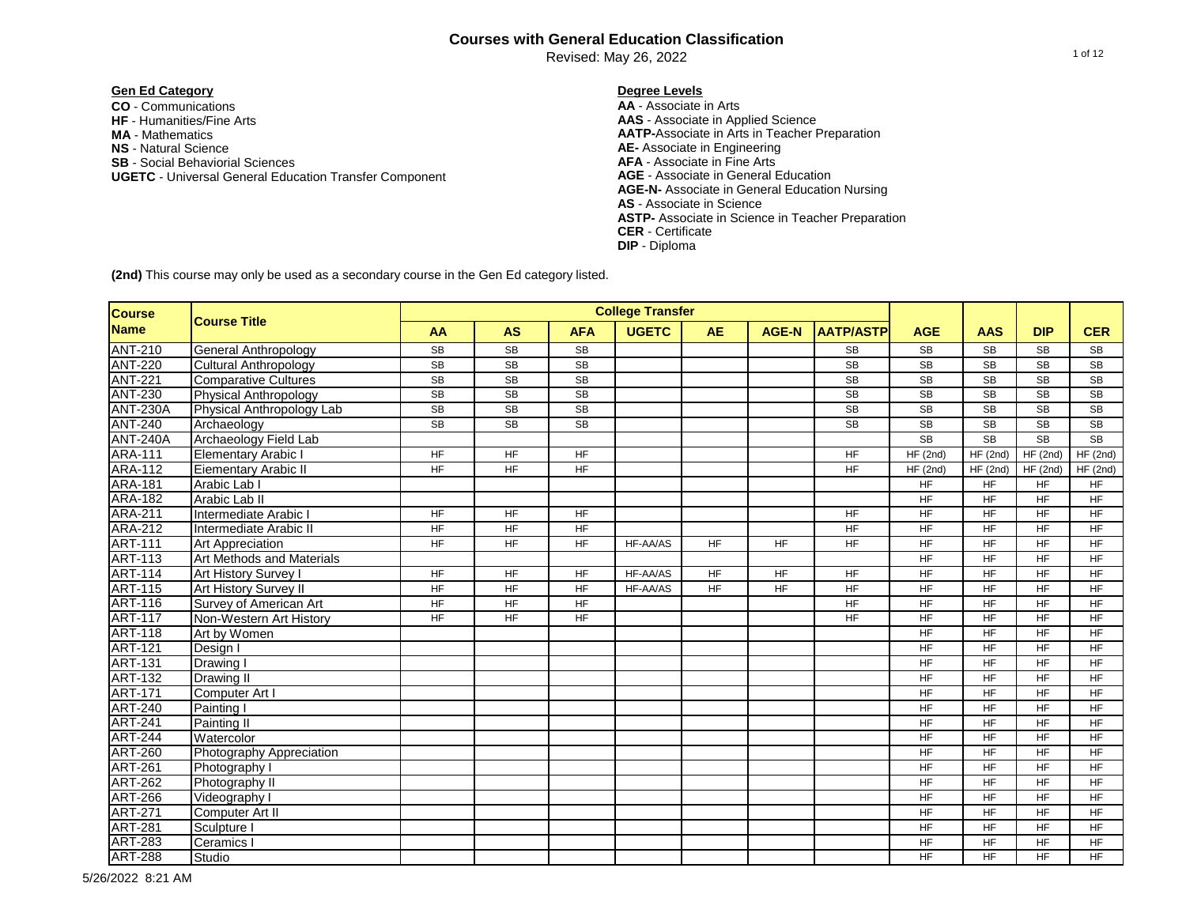# Courses with General Education Classification

Revised: May 26, 2022

**Gen Ed Category**

**CO** - Communications
**HF** - Humanities/Fine Arts
**MA** - Mathematics
**NS** - Natural Science
**SB** - Social Behaviorial Sciences
**UGETC** - Universal General Education Transfer Component

**Degree Levels**

**AA** - Associate in Arts
**AAS** - Associate in Applied Science
**AATP-**Associate in Arts in Teacher Preparation
**AE-** Associate in Engineering
**AFA** - Associate in Fine Arts
**AGE** - Associate in General Education
**AGE-N-** Associate in General Education Nursing
**AS** - Associate in Science
**ASTP-** Associate in Science in Teacher Preparation
**CER** - Certificate
**DIP** - Diploma

**(2nd)** This course may only be used as a secondary course in the Gen Ed category listed.

| Course Name | Course Title | College Transfer | | | | | | | | | | |
|---|---|---|---|---|---|---|---|---|---|---|---|---|
| | | AA | AS | AFA | UGETC | AE | AGE-N | AATP/ASTP | AGE | AAS | DIP | CER |
| ANT-210 | General Anthropology | SB | SB | SB | | | | SB | SB | SB | SB | SB |
| ANT-220 | Cultural Anthropology | SB | SB | SB | | | | SB | SB | SB | SB | SB |
| ANT-221 | Comparative Cultures | SB | SB | SB | | | | SB | SB | SB | SB | SB |
| ANT-230 | Physical Anthropology | SB | SB | SB | | | | SB | SB | SB | SB | SB |
| ANT-230A | Physical Anthropology Lab | SB | SB | SB | | | | SB | SB | SB | SB | SB |
| ANT-240 | Archaeology | SB | SB | SB | | | | SB | SB | SB | SB | SB |
| ANT-240A | Archaeology Field Lab | | | | | | | | SB | SB | SB | SB |
| ARA-111 | Elementary Arabic I | HF | HF | HF | | | | HF | HF (2nd) | HF (2nd) | HF (2nd) | HF (2nd) |
| ARA-112 | Eiementary Arabic II | HF | HF | HF | | | | HF | HF (2nd) | HF (2nd) | HF (2nd) | HF (2nd) |
| ARA-181 | Arabic Lab I | | | | | | | | HF | HF | HF | HF |
| ARA-182 | Arabic Lab II | | | | | | | | HF | HF | HF | HF |
| ARA-211 | Intermediate Arabic I | HF | HF | HF | | | | HF | HF | HF | HF | HF |
| ARA-212 | Intermediate Arabic II | HF | HF | HF | | | | HF | HF | HF | HF | HF |
| ART-111 | Art Appreciation | HF | HF | HF | HF-AA/AS | HF | HF | HF | HF | HF | HF | HF |
| ART-113 | Art Methods and Materials | | | | | | | | HF | HF | HF | HF |
| ART-114 | Art History Survey I | HF | HF | HF | HF-AA/AS | HF | HF | HF | HF | HF | HF | HF |
| ART-115 | Art History Survey II | HF | HF | HF | HF-AA/AS | HF | HF | HF | HF | HF | HF | HF |
| ART-116 | Survey of American Art | HF | HF | HF | | | | HF | HF | HF | HF | HF |
| ART-117 | Non-Western Art History | HF | HF | HF | | | | HF | HF | HF | HF | HF |
| ART-118 | Art by Women | | | | | | | | HF | HF | HF | HF |
| ART-121 | Design I | | | | | | | | HF | HF | HF | HF |
| ART-131 | Drawing I | | | | | | | | HF | HF | HF | HF |
| ART-132 | Drawing II | | | | | | | | HF | HF | HF | HF |
| ART-171 | Computer Art I | | | | | | | | HF | HF | HF | HF |
| ART-240 | Painting I | | | | | | | | HF | HF | HF | HF |
| ART-241 | Painting II | | | | | | | | HF | HF | HF | HF |
| ART-244 | Watercolor | | | | | | | | HF | HF | HF | HF |
| ART-260 | Photography Appreciation | | | | | | | | HF | HF | HF | HF |
| ART-261 | Photography I | | | | | | | | HF | HF | HF | HF |
| ART-262 | Photography II | | | | | | | | HF | HF | HF | HF |
| ART-266 | Videography I | | | | | | | | HF | HF | HF | HF |
| ART-271 | Computer Art II | | | | | | | | HF | HF | HF | HF |
| ART-281 | Sculpture I | | | | | | | | HF | HF | HF | HF |
| ART-283 | Ceramics I | | | | | | | | HF | HF | HF | HF |
| ART-288 | Studio | | | | | | | | HF | HF | HF | HF |

5/26/2022 8:21 AM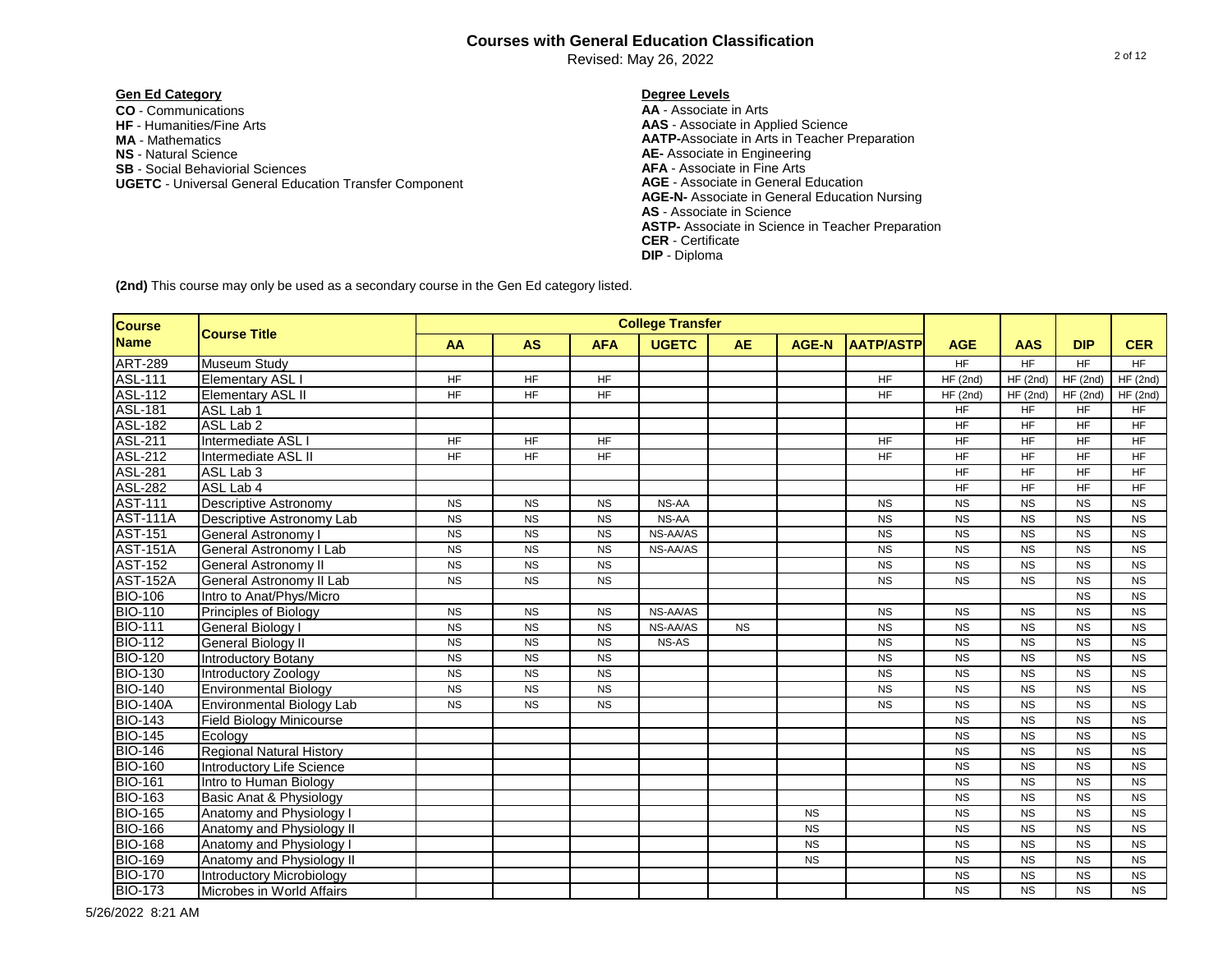# Courses with General Education Classification

Revised: May 26, 2022

**Gen Ed Category**

**CO** - Communications
**HF** - Humanities/Fine Arts
**MA** - Mathematics
**NS** - Natural Science
**SB** - Social Behaviorial Sciences
**UGETC** - Universal General Education Transfer Component

**Degree Levels**

**AA** - Associate in Arts
**AAS** - Associate in Applied Science
**AATP-**Associate in Arts in Teacher Preparation
**AE-** Associate in Engineering
**AFA** - Associate in Fine Arts
**AGE** - Associate in General Education
**AGE-N-** Associate in General Education Nursing
**AS** - Associate in Science
**ASTP-** Associate in Science in Teacher Preparation
**CER** - Certificate
**DIP** - Diploma

**(2nd)** This course may only be used as a secondary course in the Gen Ed category listed.

| Course Name | Course Title | College Transfer | | | | | | | AGE | AAS | DIP | CER |
|---|---|---|---|---|---|---|---|---|---|---|---|---|
| | | AA | AS | AFA | UGETC | AE | AGE-N | AATP/ASTP | | | | |
| ART-289 | Museum Study | | | | | | | | HF | HF | HF | HF |
| ASL-111 | Elementary ASL I | HF | HF | HF | | | | HF | HF (2nd) | HF (2nd) | HF (2nd) | HF (2nd) |
| ASL-112 | Elementary ASL II | HF | HF | HF | | | | HF | HF (2nd) | HF (2nd) | HF (2nd) | HF (2nd) |
| ASL-181 | ASL Lab 1 | | | | | | | | HF | HF | HF | HF |
| ASL-182 | ASL Lab 2 | | | | | | | | HF | HF | HF | HF |
| ASL-211 | Intermediate ASL I | HF | HF | HF | | | | HF | HF | HF | HF | HF |
| ASL-212 | Intermediate ASL II | HF | HF | HF | | | | HF | HF | HF | HF | HF |
| ASL-281 | ASL Lab 3 | | | | | | | | HF | HF | HF | HF |
| ASL-282 | ASL Lab 4 | | | | | | | | HF | HF | HF | HF |
| AST-111 | Descriptive Astronomy | NS | NS | NS | NS-AA | | | NS | NS | NS | NS | NS |
| AST-111A | Descriptive Astronomy Lab | NS | NS | NS | NS-AA | | | NS | NS | NS | NS | NS |
| AST-151 | General Astronomy I | NS | NS | NS | NS-AA/AS | | | NS | NS | NS | NS | NS |
| AST-151A | General Astronomy I Lab | NS | NS | NS | NS-AA/AS | | | NS | NS | NS | NS | NS |
| AST-152 | General Astronomy II | NS | NS | NS | | | | NS | NS | NS | NS | NS |
| AST-152A | General Astronomy II Lab | NS | NS | NS | | | | NS | NS | NS | NS | NS |
| BIO-106 | Intro to Anat/Phys/Micro | | | | | | | | | | NS | NS |
| BIO-110 | Principles of Biology | NS | NS | NS | NS-AA/AS | | | NS | NS | NS | NS | NS |
| BIO-111 | General Biology I | NS | NS | NS | NS-AA/AS | NS | | NS | NS | NS | NS | NS |
| BIO-112 | General Biology II | NS | NS | NS | NS-AS | | | NS | NS | NS | NS | NS |
| BIO-120 | Introductory Botany | NS | NS | NS | | | | NS | NS | NS | NS | NS |
| BIO-130 | Introductory Zoology | NS | NS | NS | | | | NS | NS | NS | NS | NS |
| BIO-140 | Environmental Biology | NS | NS | NS | | | | NS | NS | NS | NS | NS |
| BIO-140A | Environmental Biology Lab | NS | NS | NS | | | | NS | NS | NS | NS | NS |
| BIO-143 | Field Biology Minicourse | | | | | | | | NS | NS | NS | NS |
| BIO-145 | Ecology | | | | | | | | NS | NS | NS | NS |
| BIO-146 | Regional Natural History | | | | | | | | NS | NS | NS | NS |
| BIO-160 | Introductory Life Science | | | | | | | | NS | NS | NS | NS |
| BIO-161 | Intro to Human Biology | | | | | | | | NS | NS | NS | NS |
| BIO-163 | Basic Anat & Physiology | | | | | | | | NS | NS | NS | NS |
| BIO-165 | Anatomy and Physiology I | | | | | | NS | | NS | NS | NS | NS |
| BIO-166 | Anatomy and Physiology II | | | | | | NS | | NS | NS | NS | NS |
| BIO-168 | Anatomy and Physiology I | | | | | | NS | | NS | NS | NS | NS |
| BIO-169 | Anatomy and Physiology II | | | | | | NS | | NS | NS | NS | NS |
| BIO-170 | Introductory Microbiology | | | | | | | | NS | NS | NS | NS |
| BIO-173 | Microbes in World Affairs | | | | | | | | NS | NS | NS | NS |

5/26/2022 8:21 AM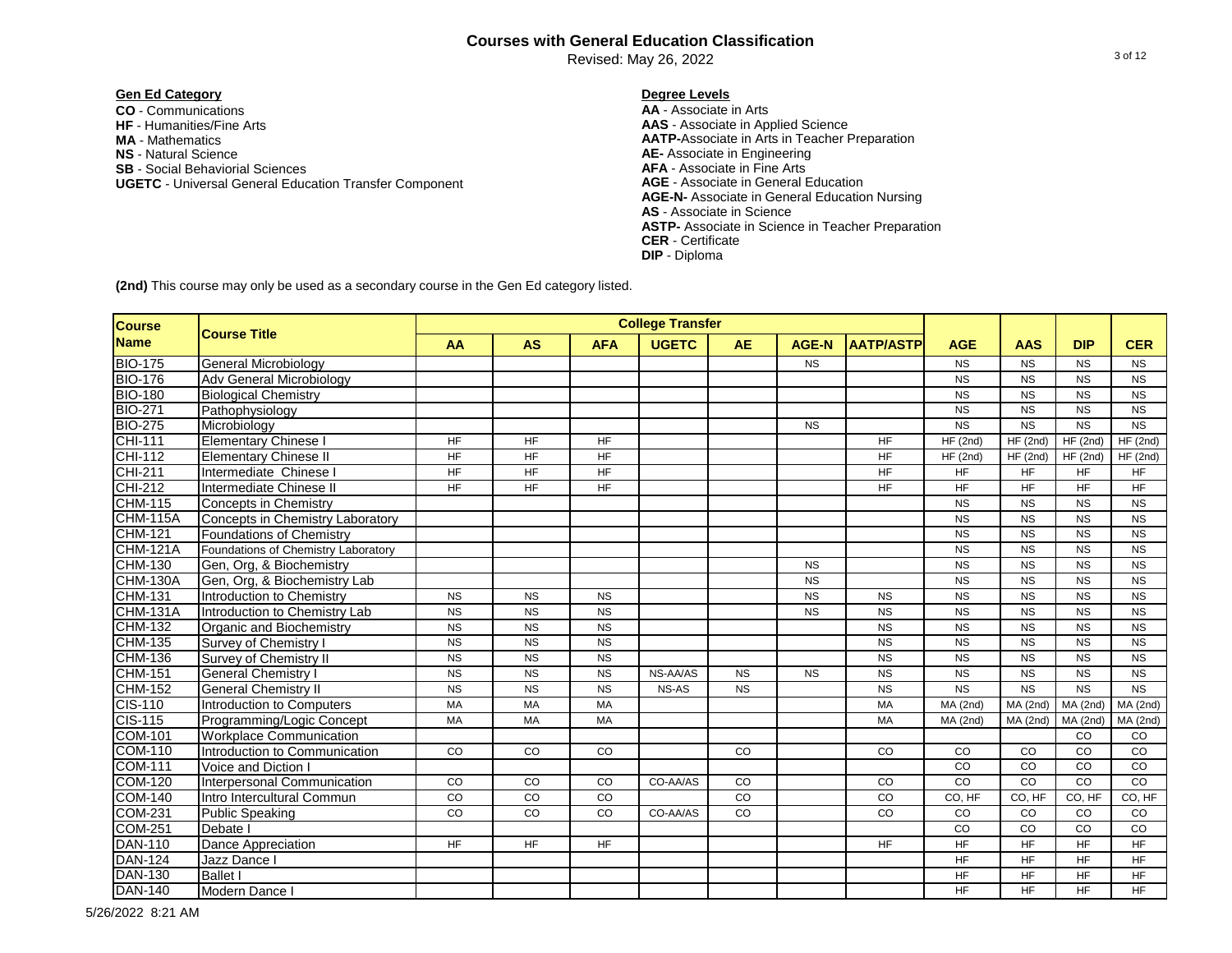# Courses with General Education Classification

Revised: May 26, 2022

**Gen Ed Category**

**CO** - Communications
**HF** - Humanities/Fine Arts
**MA** - Mathematics
**NS** - Natural Science
**SB** - Social Behaviorial Sciences
**UGETC** - Universal General Education Transfer Component

**Degree Levels**

**AA** - Associate in Arts
**AAS** - Associate in Applied Science
**AATP-**Associate in Arts in Teacher Preparation
**AE-** Associate in Engineering
**AFA** - Associate in Fine Arts
**AGE** - Associate in General Education
**AGE-N-** Associate in General Education Nursing
**AS** - Associate in Science
**ASTP-** Associate in Science in Teacher Preparation
**CER** - Certificate
**DIP** - Diploma

**(2nd)** This course may only be used as a secondary course in the Gen Ed category listed.

| Course Name | Course Title | College Transfer | | | | | | | | | | |
|---|---|---|---|---|---|---|---|---|---|---|---|---|
| | | AA | AS | AFA | UGETC | AE | AGE-N | AATP/ASTP | AGE | AAS | DIP | CER |
| BIO-175 | General Microbiology | | | | | | NS | | NS | NS | NS | NS |
| BIO-176 | Adv General Microbiology | | | | | | | | NS | NS | NS | NS |
| BIO-180 | Biological Chemistry | | | | | | | | NS | NS | NS | NS |
| BIO-271 | Pathophysiology | | | | | | | | NS | NS | NS | NS |
| BIO-275 | Microbiology | | | | | | NS | | NS | NS | NS | NS |
| CHI-111 | Elementary Chinese I | HF | HF | HF | | | | HF | HF (2nd) | HF (2nd) | HF (2nd) | HF (2nd) |
| CHI-112 | Elementary Chinese II | HF | HF | HF | | | | HF | HF (2nd) | HF (2nd) | HF (2nd) | HF (2nd) |
| CHI-211 | Intermediate Chinese I | HF | HF | HF | | | | HF | HF | HF | HF | HF |
| CHI-212 | Intermediate Chinese II | HF | HF | HF | | | | HF | HF | HF | HF | HF |
| CHM-115 | Concepts in Chemistry | | | | | | | | NS | NS | NS | NS |
| CHM-115A | Concepts in Chemistry Laboratory | | | | | | | | NS | NS | NS | NS |
| CHM-121 | Foundations of Chemistry | | | | | | | | NS | NS | NS | NS |
| CHM-121A | Foundations of Chemistry Laboratory | | | | | | | | NS | NS | NS | NS |
| CHM-130 | Gen, Org, & Biochemistry | | | | | | NS | | NS | NS | NS | NS |
| CHM-130A | Gen, Org, & Biochemistry Lab | | | | | | NS | | NS | NS | NS | NS |
| CHM-131 | Introduction to Chemistry | NS | NS | NS | | | NS | NS | NS | NS | NS | NS |
| CHM-131A | Introduction to Chemistry Lab | NS | NS | NS | | | NS | NS | NS | NS | NS | NS |
| CHM-132 | Organic and Biochemistry | NS | NS | NS | | | | NS | NS | NS | NS | NS |
| CHM-135 | Survey of Chemistry I | NS | NS | NS | | | | NS | NS | NS | NS | NS |
| CHM-136 | Survey of Chemistry II | NS | NS | NS | | | | NS | NS | NS | NS | NS |
| CHM-151 | General Chemistry I | NS | NS | NS | NS-AA/AS | NS | NS | NS | NS | NS | NS | NS |
| CHM-152 | General Chemistry II | NS | NS | NS | NS-AS | NS | | NS | NS | NS | NS | NS |
| CIS-110 | Introduction to Computers | MA | MA | MA | | | | MA | MA (2nd) | MA (2nd) | MA (2nd) | MA (2nd) |
| CIS-115 | Programming/Logic Concept | MA | MA | MA | | | | MA | MA (2nd) | MA (2nd) | MA (2nd) | MA (2nd) |
| COM-101 | Workplace Communication | | | | | | | | | | CO | CO |
| COM-110 | Introduction to Communication | CO | CO | CO | | CO | | CO | CO | CO | CO | CO |
| COM-111 | Voice and Diction I | | | | | | | | CO | CO | CO | CO |
| COM-120 | Interpersonal Communication | CO | CO | CO | CO-AA/AS | CO | | CO | CO | CO | CO | CO |
| COM-140 | Intro Intercultural Commun | CO | CO | CO | | CO | | CO | CO, HF | CO, HF | CO, HF | CO, HF |
| COM-231 | Public Speaking | CO | CO | CO | CO-AA/AS | CO | | CO | CO | CO | CO | CO |
| COM-251 | Debate I | | | | | | | | CO | CO | CO | CO |
| DAN-110 | Dance Appreciation | HF | HF | HF | | | | HF | HF | HF | HF | HF |
| DAN-124 | Jazz Dance I | | | | | | | | HF | HF | HF | HF |
| DAN-130 | Ballet I | | | | | | | | HF | HF | HF | HF |
| DAN-140 | Modern Dance I | | | | | | | | HF | HF | HF | HF |

5/26/2022 8:21 AM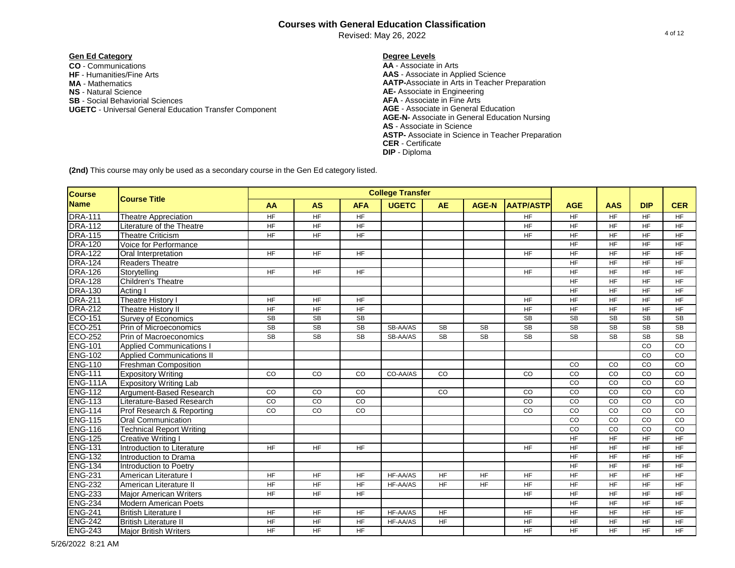# Courses with General Education Classification

Revised: May 26, 2022

**Gen Ed Category**

**CO** - Communications
**HF** - Humanities/Fine Arts
**MA** - Mathematics
**NS** - Natural Science
**SB** - Social Behaviorial Sciences
**UGETC** - Universal General Education Transfer Component

**Degree Levels**

**AA** - Associate in Arts
**AAS** - Associate in Applied Science
**AATP-**Associate in Arts in Teacher Preparation
**AE-** Associate in Engineering
**AFA** - Associate in Fine Arts
**AGE** - Associate in General Education
**AGE-N-** Associate in General Education Nursing
**AS** - Associate in Science
**ASTP-** Associate in Science in Teacher Preparation
**CER** - Certificate
**DIP** - Diploma

**(2nd)** This course may only be used as a secondary course in the Gen Ed category listed.

| Course Name | Course Title | College Transfer | | | | | | | | | | |
|---|---|---|---|---|---|---|---|---|---|---|---|---|
| | | AA | AS | AFA | UGETC | AE | AGE-N | AATP/ASTP | AGE | AAS | DIP | CER |
| DRA-111 | Theatre Appreciation | HF | HF | HF | | | | HF | HF | HF | HF | HF |
| DRA-112 | Literature of the Theatre | HF | HF | HF | | | | HF | HF | HF | HF | HF |
| DRA-115 | Theatre Criticism | HF | HF | HF | | | | HF | HF | HF | HF | HF |
| DRA-120 | Voice for Performance | | | | | | | | HF | HF | HF | HF |
| DRA-122 | Oral Interpretation | HF | HF | HF | | | | HF | HF | HF | HF | HF |
| DRA-124 | Readers Theatre | | | | | | | | HF | HF | HF | HF |
| DRA-126 | Storytelling | HF | HF | HF | | | | HF | HF | HF | HF | HF |
| DRA-128 | Children's Theatre | | | | | | | | HF | HF | HF | HF |
| DRA-130 | Acting I | | | | | | | | HF | HF | HF | HF |
| DRA-211 | Theatre History I | HF | HF | HF | | | | HF | HF | HF | HF | HF |
| DRA-212 | Theatre History II | HF | HF | HF | | | | HF | HF | HF | HF | HF |
| ECO-151 | Survey of Economics | SB | SB | SB | | | | SB | SB | SB | SB | SB |
| ECO-251 | Prin of Microeconomics | SB | SB | SB | SB-AA/AS | SB | SB | SB | SB | SB | SB | SB |
| ECO-252 | Prin of Macroeconomics | SB | SB | SB | SB-AA/AS | SB | SB | SB | SB | SB | SB | SB |
| ENG-101 | Applied Communications I | | | | | | | | | | CO | CO |
| ENG-102 | Applied Communications II | | | | | | | | | | CO | CO |
| ENG-110 | Freshman Composition | | | | | | | | CO | CO | CO | CO |
| ENG-111 | Expository Writing | CO | CO | CO | CO-AA/AS | CO | | CO | CO | CO | CO | CO |
| ENG-111A | Expository Writing Lab | | | | | | | | CO | CO | CO | CO |
| ENG-112 | Argument-Based Research | CO | CO | CO | | CO | | CO | CO | CO | CO | CO |
| ENG-113 | Literature-Based Research | CO | CO | CO | | | | CO | CO | CO | CO | CO |
| ENG-114 | Prof Research & Reporting | CO | CO | CO | | | | CO | CO | CO | CO | CO |
| ENG-115 | Oral Communication | | | | | | | | CO | CO | CO | CO |
| ENG-116 | Technical Report Writing | | | | | | | | CO | CO | CO | CO |
| ENG-125 | Creative Writing I | | | | | | | | HF | HF | HF | HF |
| ENG-131 | Introduction to Literature | HF | HF | HF | | | | HF | HF | HF | HF | HF |
| ENG-132 | Introduction to Drama | | | | | | | | HF | HF | HF | HF |
| ENG-134 | Introduction to Poetry | | | | | | | | HF | HF | HF | HF |
| ENG-231 | American Literature I | HF | HF | HF | HF-AA/AS | HF | HF | HF | HF | HF | HF | HF |
| ENG-232 | American Literature II | HF | HF | HF | HF-AA/AS | HF | HF | HF | HF | HF | HF | HF |
| ENG-233 | Major American Writers | HF | HF | HF | | | | HF | HF | HF | HF | HF |
| ENG-234 | Modern American Poets | | | | | | | | HF | HF | HF | HF |
| ENG-241 | British Literature I | HF | HF | HF | HF-AA/AS | HF | | HF | HF | HF | HF | HF |
| ENG-242 | British Literature II | HF | HF | HF | HF-AA/AS | HF | | HF | HF | HF | HF | HF |
| ENG-243 | Major British Writers | HF | HF | HF | | | | HF | HF | HF | HF | HF |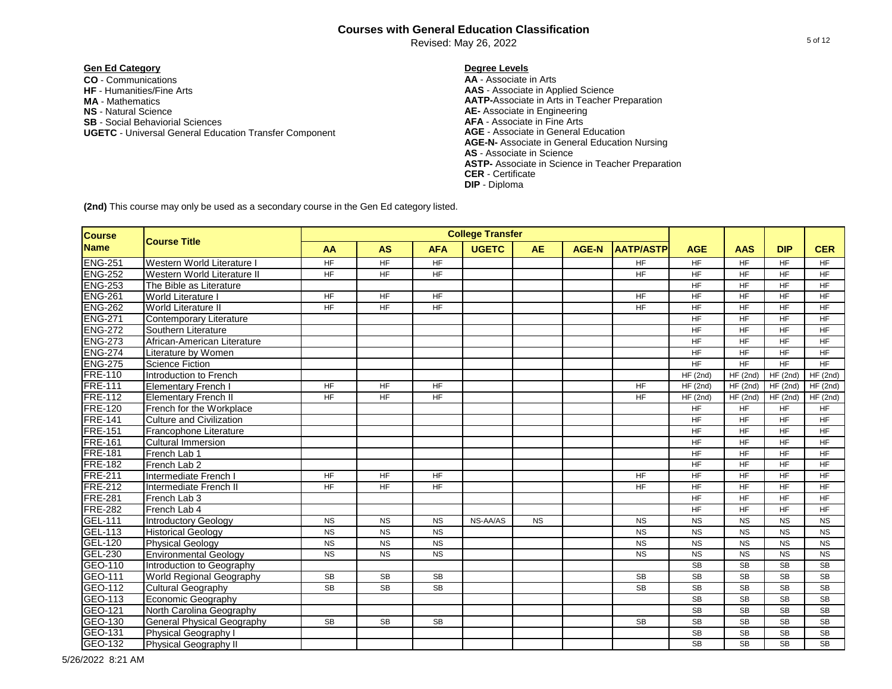# Courses with General Education Classification

Revised: May 26, 2022

**Gen Ed Category**

**CO** - Communications
**HF** - Humanities/Fine Arts
**MA** - Mathematics
**NS** - Natural Science
**SB** - Social Behaviorial Sciences
**UGETC** - Universal General Education Transfer Component

**Degree Levels**

**AA** - Associate in Arts
**AAS** - Associate in Applied Science
**AATP-**Associate in Arts in Teacher Preparation
**AE-** Associate in Engineering
**AFA** - Associate in Fine Arts
**AGE** - Associate in General Education
**AGE-N-** Associate in General Education Nursing
**AS** - Associate in Science
**ASTP-** Associate in Science in Teacher Preparation
**CER** - Certificate
**DIP** - Diploma

**(2nd)** This course may only be used as a secondary course in the Gen Ed category listed.

| Course Name | Course Title | College Transfer | | | | | | | AGE | AAS | DIP | CER |
|---|---|---|---|---|---|---|---|---|---|---|---|---|
| | | AA | AS | AFA | UGETC | AE | AGE-N | AATP/ASTP | | | | |
| ENG-251 | Western World Literature I | HF | HF | HF | | | | HF | HF | HF | HF | HF |
| ENG-252 | Western World Literature II | HF | HF | HF | | | | HF | HF | HF | HF | HF |
| ENG-253 | The Bible as Literature | | | | | | | | HF | HF | HF | HF |
| ENG-261 | World Literature I | HF | HF | HF | | | | HF | HF | HF | HF | HF |
| ENG-262 | World Literature II | HF | HF | HF | | | | HF | HF | HF | HF | HF |
| ENG-271 | Contemporary Literature | | | | | | | | HF | HF | HF | HF |
| ENG-272 | Southern Literature | | | | | | | | HF | HF | HF | HF |
| ENG-273 | African-American Literature | | | | | | | | HF | HF | HF | HF |
| ENG-274 | Literature by Women | | | | | | | | HF | HF | HF | HF |
| ENG-275 | Science Fiction | | | | | | | | HF | HF | HF | HF |
| FRE-110 | Introduction to French | | | | | | | | HF (2nd) | HF (2nd) | HF (2nd) | HF (2nd) |
| FRE-111 | Elementary French I | HF | HF | HF | | | | HF | HF (2nd) | HF (2nd) | HF (2nd) | HF (2nd) |
| FRE-112 | Elementary French II | HF | HF | HF | | | | HF | HF (2nd) | HF (2nd) | HF (2nd) | HF (2nd) |
| FRE-120 | French for the Workplace | | | | | | | | HF | HF | HF | HF |
| FRE-141 | Culture and Civilization | | | | | | | | HF | HF | HF | HF |
| FRE-151 | Francophone Literature | | | | | | | | HF | HF | HF | HF |
| FRE-161 | Cultural Immersion | | | | | | | | HF | HF | HF | HF |
| FRE-181 | French Lab 1 | | | | | | | | HF | HF | HF | HF |
| FRE-182 | French Lab 2 | | | | | | | | HF | HF | HF | HF |
| FRE-211 | Intermediate French I | HF | HF | HF | | | | HF | HF | HF | HF | HF |
| FRE-212 | Intermediate French II | HF | HF | HF | | | | HF | HF | HF | HF | HF |
| FRE-281 | French Lab 3 | | | | | | | | HF | HF | HF | HF |
| FRE-282 | French Lab 4 | | | | | | | | HF | HF | HF | HF |
| GEL-111 | Introductory Geology | NS | NS | NS | NS-AA/AS | NS | | NS | NS | NS | NS | NS |
| GEL-113 | Historical Geology | NS | NS | NS | | | | NS | NS | NS | NS | NS |
| GEL-120 | Physical Geology | NS | NS | NS | | | | NS | NS | NS | NS | NS |
| GEL-230 | Environmental Geology | NS | NS | NS | | | | NS | NS | NS | NS | NS |
| GEO-110 | Introduction to Geography | | | | | | | | SB | SB | SB | SB |
| GEO-111 | World Regional Geography | SB | SB | SB | | | | SB | SB | SB | SB | SB |
| GEO-112 | Cultural Geography | SB | SB | SB | | | | SB | SB | SB | SB | SB |
| GEO-113 | Economic Geography | | | | | | | | SB | SB | SB | SB |
| GEO-121 | North Carolina Geography | | | | | | | | SB | SB | SB | SB |
| GEO-130 | General Physical Geography | SB | SB | SB | | | | SB | SB | SB | SB | SB |
| GEO-131 | Physical Geography I | | | | | | | | SB | SB | SB | SB |
| GEO-132 | Physical Geography II | | | | | | | | SB | SB | SB | SB |

5/26/2022 8:21 AM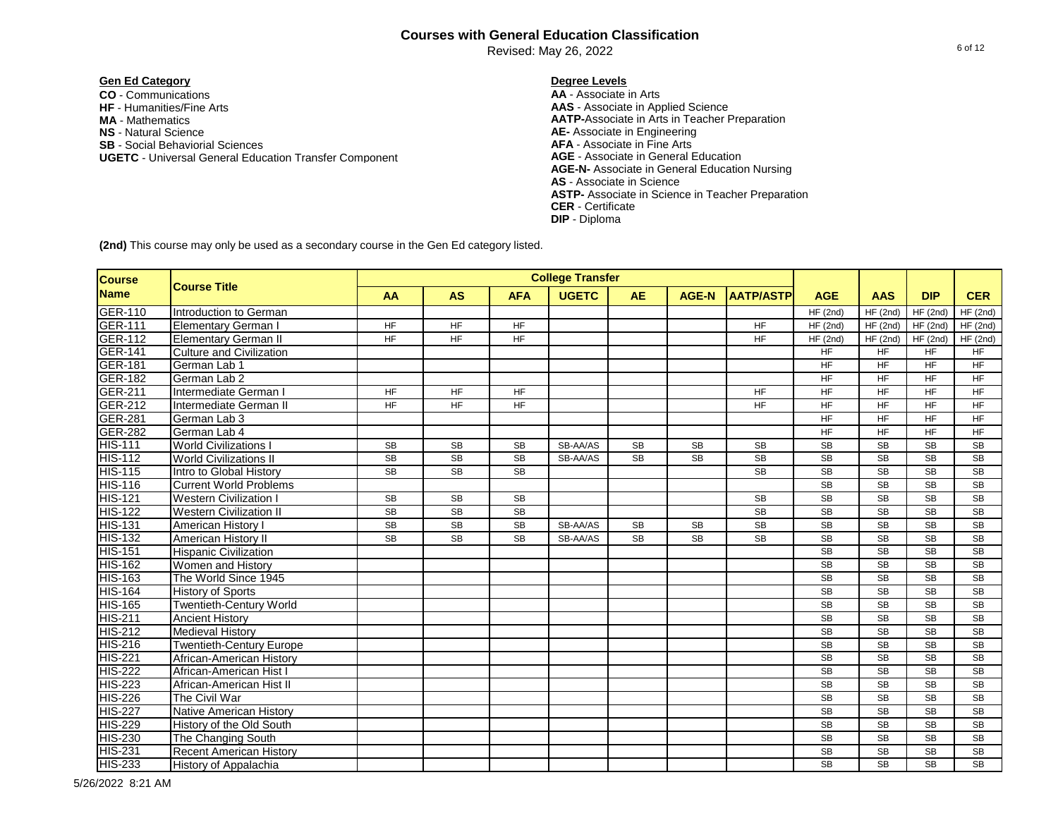# Courses with General Education Classification

Revised: May 26, 2022

**Gen Ed Category**

**CO** - Communications
**HF** - Humanities/Fine Arts
**MA** - Mathematics
**NS** - Natural Science
**SB** - Social Behaviorial Sciences
**UGETC** - Universal General Education Transfer Component

**Degree Levels**

**AA** - Associate in Arts
**AAS** - Associate in Applied Science
**AATP-**Associate in Arts in Teacher Preparation
**AE-** Associate in Engineering
**AFA** - Associate in Fine Arts
**AGE** - Associate in General Education
**AGE-N-** Associate in General Education Nursing
**AS** - Associate in Science
**ASTP-** Associate in Science in Teacher Preparation
**CER** - Certificate
**DIP** - Diploma

**(2nd)** This course may only be used as a secondary course in the Gen Ed category listed.

| Course Name | Course Title | College Transfer | | | | | | | AGE | AAS | DIP | CER |
|---|---|---|---|---|---|---|---|---|---|---|---|---|
| | | AA | AS | AFA | UGETC | AE | AGE-N | AATP/ASTP | | | | |
| GER-110 | Introduction to German | | | | | | | | HF (2nd) | HF (2nd) | HF (2nd) | HF (2nd) |
| GER-111 | Elementary German I | HF | HF | HF | | | | HF | HF (2nd) | HF (2nd) | HF (2nd) | HF (2nd) |
| GER-112 | Elementary German II | HF | HF | HF | | | | HF | HF (2nd) | HF (2nd) | HF (2nd) | HF (2nd) |
| GER-141 | Culture and Civilization | | | | | | | | HF | HF | HF | HF |
| GER-181 | German Lab 1 | | | | | | | | HF | HF | HF | HF |
| GER-182 | German Lab 2 | | | | | | | | HF | HF | HF | HF |
| GER-211 | Intermediate German I | HF | HF | HF | | | | HF | HF | HF | HF | HF |
| GER-212 | Intermediate German II | HF | HF | HF | | | | HF | HF | HF | HF | HF |
| GER-281 | German Lab 3 | | | | | | | | HF | HF | HF | HF |
| GER-282 | German Lab 4 | | | | | | | | HF | HF | HF | HF |
| HIS-111 | World Civilizations I | SB | SB | SB | SB-AA/AS | SB | SB | SB | SB | SB | SB | SB |
| HIS-112 | World Civilizations II | SB | SB | SB | SB-AA/AS | SB | SB | SB | SB | SB | SB | SB |
| HIS-115 | Intro to Global History | SB | SB | SB | | | | SB | SB | SB | SB | SB |
| HIS-116 | Current World Problems | | | | | | | | SB | SB | SB | SB |
| HIS-121 | Western Civilization I | SB | SB | SB | | | | SB | SB | SB | SB | SB |
| HIS-122 | Western Civilization II | SB | SB | SB | | | | SB | SB | SB | SB | SB |
| HIS-131 | American History I | SB | SB | SB | SB-AA/AS | SB | SB | SB | SB | SB | SB | SB |
| HIS-132 | American History II | SB | SB | SB | SB-AA/AS | SB | SB | SB | SB | SB | SB | SB |
| HIS-151 | Hispanic Civilization | | | | | | | | SB | SB | SB | SB |
| HIS-162 | Women and History | | | | | | | | SB | SB | SB | SB |
| HIS-163 | The World Since 1945 | | | | | | | | SB | SB | SB | SB |
| HIS-164 | History of Sports | | | | | | | | SB | SB | SB | SB |
| HIS-165 | Twentieth-Century World | | | | | | | | SB | SB | SB | SB |
| HIS-211 | Ancient History | | | | | | | | SB | SB | SB | SB |
| HIS-212 | Medieval History | | | | | | | | SB | SB | SB | SB |
| HIS-216 | Twentieth-Century Europe | | | | | | | | SB | SB | SB | SB |
| HIS-221 | African-American History | | | | | | | | SB | SB | SB | SB |
| HIS-222 | African-American Hist I | | | | | | | | SB | SB | SB | SB |
| HIS-223 | African-American Hist II | | | | | | | | SB | SB | SB | SB |
| HIS-226 | The Civil War | | | | | | | | SB | SB | SB | SB |
| HIS-227 | Native American History | | | | | | | | SB | SB | SB | SB |
| HIS-229 | History of the Old South | | | | | | | | SB | SB | SB | SB |
| HIS-230 | The Changing South | | | | | | | | SB | SB | SB | SB |
| HIS-231 | Recent American History | | | | | | | | SB | SB | SB | SB |
| HIS-233 | History of Appalachia | | | | | | | | SB | SB | SB | SB |

5/26/2022 8:21 AM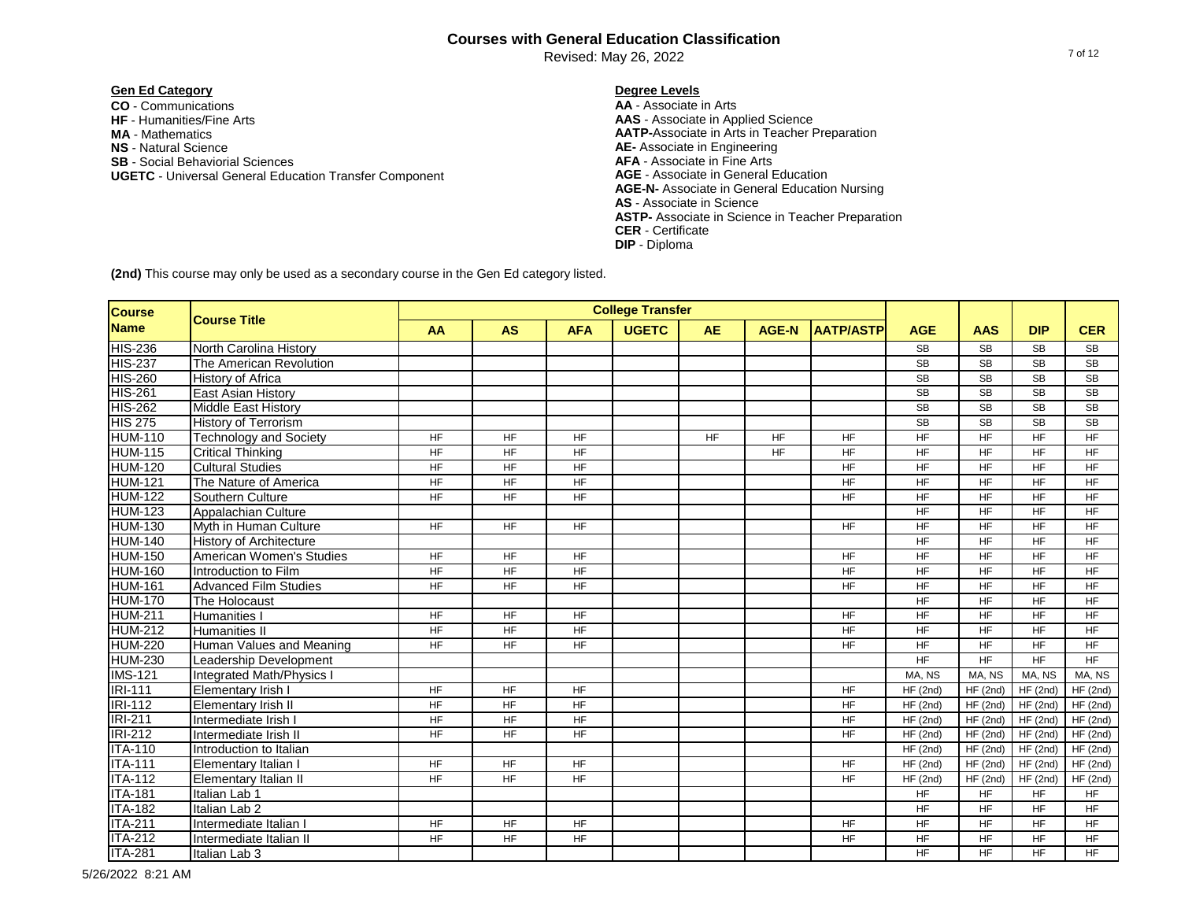# Courses with General Education Classification

Revised: May 26, 2022

**Gen Ed Category**

**CO** - Communications
**HF** - Humanities/Fine Arts
**MA** - Mathematics
**NS** - Natural Science
**SB** - Social Behaviorial Sciences
**UGETC** - Universal General Education Transfer Component

**Degree Levels**

**AA** - Associate in Arts
**AAS** - Associate in Applied Science
**AATP-**Associate in Arts in Teacher Preparation
**AE-** Associate in Engineering
**AFA** - Associate in Fine Arts
**AGE** - Associate in General Education
**AGE-N-** Associate in General Education Nursing
**AS** - Associate in Science
**ASTP-** Associate in Science in Teacher Preparation
**CER** - Certificate
**DIP** - Diploma

**(2nd)** This course may only be used as a secondary course in the Gen Ed category listed.

| Course Name | Course Title | College Transfer | | | | | | | | | | |
|---|---|---|---|---|---|---|---|---|---|---|---|---|
| | | AA | AS | AFA | UGETC | AE | AGE-N | AATP/ASTP | AGE | AAS | DIP | CER |
| HIS-236 | North Carolina History | | | | | | | | SB | SB | SB | SB |
| HIS-237 | The American Revolution | | | | | | | | SB | SB | SB | SB |
| HIS-260 | History of Africa | | | | | | | | SB | SB | SB | SB |
| HIS-261 | East Asian History | | | | | | | | SB | SB | SB | SB |
| HIS-262 | Middle East History | | | | | | | | SB | SB | SB | SB |
| HIS 275 | History of Terrorism | | | | | | | | SB | SB | SB | SB |
| HUM-110 | Technology and Society | HF | HF | HF | | HF | HF | HF | HF | HF | HF | HF |
| HUM-115 | Critical Thinking | HF | HF | HF | | | HF | HF | HF | HF | HF | HF |
| HUM-120 | Cultural Studies | HF | HF | HF | | | | HF | HF | HF | HF | HF |
| HUM-121 | The Nature of America | HF | HF | HF | | | | HF | HF | HF | HF | HF |
| HUM-122 | Southern Culture | HF | HF | HF | | | | HF | HF | HF | HF | HF |
| HUM-123 | Appalachian Culture | | | | | | | | HF | HF | HF | HF |
| HUM-130 | Myth in Human Culture | HF | HF | HF | | | | HF | HF | HF | HF | HF |
| HUM-140 | History of Architecture | | | | | | | | HF | HF | HF | HF |
| HUM-150 | American Women's Studies | HF | HF | HF | | | | HF | HF | HF | HF | HF |
| HUM-160 | Introduction to Film | HF | HF | HF | | | | HF | HF | HF | HF | HF |
| HUM-161 | Advanced Film Studies | HF | HF | HF | | | | HF | HF | HF | HF | HF |
| HUM-170 | The Holocaust | | | | | | | | HF | HF | HF | HF |
| HUM-211 | Humanities I | HF | HF | HF | | | | HF | HF | HF | HF | HF |
| HUM-212 | Humanities II | HF | HF | HF | | | | HF | HF | HF | HF | HF |
| HUM-220 | Human Values and Meaning | HF | HF | HF | | | | HF | HF | HF | HF | HF |
| HUM-230 | Leadership Development | | | | | | | | HF | HF | HF | HF |
| IMS-121 | Integrated Math/Physics I | | | | | | | | MA, NS | MA, NS | MA, NS | MA, NS |
| IRI-111 | Elementary Irish I | HF | HF | HF | | | | HF | HF (2nd) | HF (2nd) | HF (2nd) | HF (2nd) |
| IRI-112 | Elementary Irish II | HF | HF | HF | | | | HF | HF (2nd) | HF (2nd) | HF (2nd) | HF (2nd) |
| IRI-211 | Intermediate Irish I | HF | HF | HF | | | | HF | HF (2nd) | HF (2nd) | HF (2nd) | HF (2nd) |
| IRI-212 | Intermediate Irish II | HF | HF | HF | | | | HF | HF (2nd) | HF (2nd) | HF (2nd) | HF (2nd) |
| ITA-110 | Introduction to Italian | | | | | | | | HF (2nd) | HF (2nd) | HF (2nd) | HF (2nd) |
| ITA-111 | Elementary Italian I | HF | HF | HF | | | | HF | HF (2nd) | HF (2nd) | HF (2nd) | HF (2nd) |
| ITA-112 | Elementary Italian II | HF | HF | HF | | | | HF | HF (2nd) | HF (2nd) | HF (2nd) | HF (2nd) |
| ITA-181 | Italian Lab 1 | | | | | | | | HF | HF | HF | HF |
| ITA-182 | Italian Lab 2 | | | | | | | | HF | HF | HF | HF |
| ITA-211 | Intermediate Italian I | HF | HF | HF | | | | HF | HF | HF | HF | HF |
| ITA-212 | Intermediate Italian II | HF | HF | HF | | | | HF | HF | HF | HF | HF |
| ITA-281 | Italian Lab 3 | | | | | | | | HF | HF | HF | HF |

5/26/2022 8:21 AM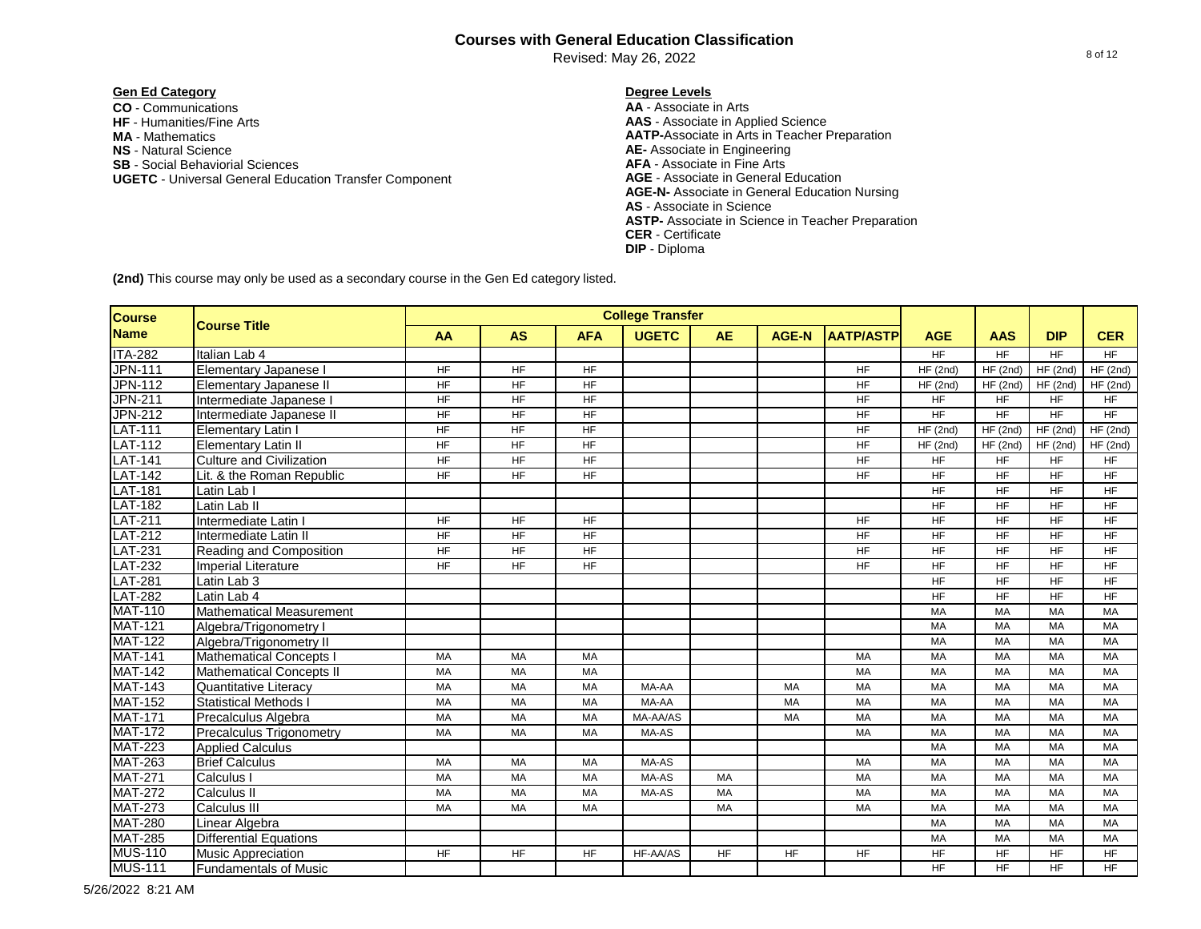# Courses with General Education Classification

Revised: May 26, 2022

**Gen Ed Category**

**CO** - Communications
**HF** - Humanities/Fine Arts
**MA** - Mathematics
**NS** - Natural Science
**SB** - Social Behaviorial Sciences
**UGETC** - Universal General Education Transfer Component

**Degree Levels**

**AA** - Associate in Arts
**AAS** - Associate in Applied Science
**AATP-**Associate in Arts in Teacher Preparation
**AE-** Associate in Engineering
**AFA** - Associate in Fine Arts
**AGE** - Associate in General Education
**AGE-N-** Associate in General Education Nursing
**AS** - Associate in Science
**ASTP-** Associate in Science in Teacher Preparation
**CER** - Certificate
**DIP** - Diploma

**(2nd)** This course may only be used as a secondary course in the Gen Ed category listed.

| Course Name | Course Title | College Transfer | | | | | | | | | | |
|---|---|---|---|---|---|---|---|---|---|---|---|---|
| | | AA | AS | AFA | UGETC | AE | AGE-N | AATP/ASTP | AGE | AAS | DIP | CER |
| ITA-282 | Italian Lab 4 | | | | | | | | HF | HF | HF | HF |
| JPN-111 | Elementary Japanese I | HF | HF | HF | | | | HF | HF (2nd) | HF (2nd) | HF (2nd) | HF (2nd) |
| JPN-112 | Elementary Japanese II | HF | HF | HF | | | | HF | HF (2nd) | HF (2nd) | HF (2nd) | HF (2nd) |
| JPN-211 | Intermediate Japanese I | HF | HF | HF | | | | HF | HF | HF | HF | HF |
| JPN-212 | Intermediate Japanese II | HF | HF | HF | | | | HF | HF | HF | HF | HF |
| LAT-111 | Elementary Latin I | HF | HF | HF | | | | HF | HF (2nd) | HF (2nd) | HF (2nd) | HF (2nd) |
| LAT-112 | Elementary Latin II | HF | HF | HF | | | | HF | HF (2nd) | HF (2nd) | HF (2nd) | HF (2nd) |
| LAT-141 | Culture and Civilization | HF | HF | HF | | | | HF | HF | HF | HF | HF |
| LAT-142 | Lit. & the Roman Republic | HF | HF | HF | | | | HF | HF | HF | HF | HF |
| LAT-181 | Latin Lab I | | | | | | | | HF | HF | HF | HF |
| LAT-182 | Latin Lab II | | | | | | | | HF | HF | HF | HF |
| LAT-211 | Intermediate Latin I | HF | HF | HF | | | | HF | HF | HF | HF | HF |
| LAT-212 | Intermediate Latin II | HF | HF | HF | | | | HF | HF | HF | HF | HF |
| LAT-231 | Reading and Composition | HF | HF | HF | | | | HF | HF | HF | HF | HF |
| LAT-232 | Imperial Literature | HF | HF | HF | | | | HF | HF | HF | HF | HF |
| LAT-281 | Latin Lab 3 | | | | | | | | HF | HF | HF | HF |
| LAT-282 | Latin Lab 4 | | | | | | | | HF | HF | HF | HF |
| MAT-110 | Mathematical Measurement | | | | | | | | MA | MA | MA | MA |
| MAT-121 | Algebra/Trigonometry I | | | | | | | | MA | MA | MA | MA |
| MAT-122 | Algebra/Trigonometry II | | | | | | | | MA | MA | MA | MA |
| MAT-141 | Mathematical Concepts I | MA | MA | MA | | | | MA | MA | MA | MA | MA |
| MAT-142 | Mathematical Concepts II | MA | MA | MA | | | | MA | MA | MA | MA | MA |
| MAT-143 | Quantitative Literacy | MA | MA | MA | MA-AA | | MA | MA | MA | MA | MA | MA |
| MAT-152 | Statistical Methods I | MA | MA | MA | MA-AA | | MA | MA | MA | MA | MA | MA |
| MAT-171 | Precalculus Algebra | MA | MA | MA | MA-AA/AS | | MA | MA | MA | MA | MA | MA |
| MAT-172 | Precalculus Trigonometry | MA | MA | MA | MA-AS | | | MA | MA | MA | MA | MA |
| MAT-223 | Applied Calculus | | | | | | | | MA | MA | MA | MA |
| MAT-263 | Brief Calculus | MA | MA | MA | MA-AS | | | MA | MA | MA | MA | MA |
| MAT-271 | Calculus I | MA | MA | MA | MA-AS | MA | | MA | MA | MA | MA | MA |
| MAT-272 | Calculus II | MA | MA | MA | MA-AS | MA | | MA | MA | MA | MA | MA |
| MAT-273 | Calculus III | MA | MA | MA | | MA | | MA | MA | MA | MA | MA |
| MAT-280 | Linear Algebra | | | | | | | | MA | MA | MA | MA |
| MAT-285 | Differential Equations | | | | | | | | MA | MA | MA | MA |
| MUS-110 | Music Appreciation | HF | HF | HF | HF-AA/AS | HF | HF | HF | HF | HF | HF | HF |
| MUS-111 | Fundamentals of Music | | | | | | | | HF | HF | HF | HF |

5/26/2022 8:21 AM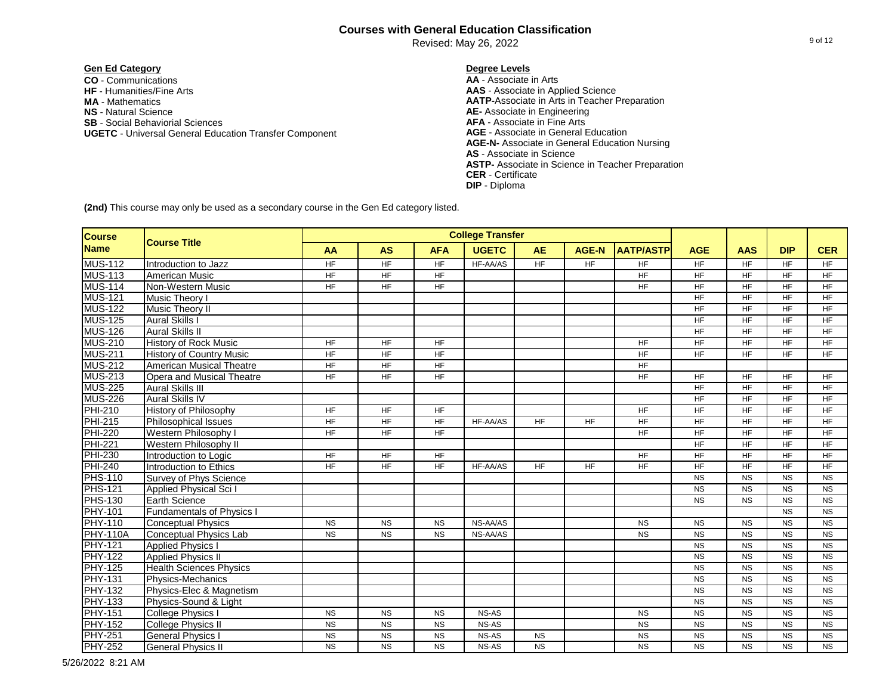# Courses with General Education Classification

Revised: May 26, 2022

**Gen Ed Category**

**CO** - Communications
**HF** - Humanities/Fine Arts
**MA** - Mathematics
**NS** - Natural Science
**SB** - Social Behaviorial Sciences
**UGETC** - Universal General Education Transfer Component

**Degree Levels**

**AA** - Associate in Arts
**AAS** - Associate in Applied Science
**AATP-**Associate in Arts in Teacher Preparation
**AE-** Associate in Engineering
**AFA** - Associate in Fine Arts
**AGE** - Associate in General Education
**AGE-N-** Associate in General Education Nursing
**AS** - Associate in Science
**ASTP-** Associate in Science in Teacher Preparation
**CER** - Certificate
**DIP** - Diploma

**(2nd)** This course may only be used as a secondary course in the Gen Ed category listed.

| Course Name | Course Title | College Transfer | | | | | | | | | | |
|---|---|---|---|---|---|---|---|---|---|---|---|---|
| | | AA | AS | AFA | UGETC | AE | AGE-N | AATP/ASTP | AGE | AAS | DIP | CER |
| MUS-112 | Introduction to Jazz | HF | HF | HF | HF-AA/AS | HF | HF | HF | HF | HF | HF | HF |
| MUS-113 | American Music | HF | HF | HF | | | | HF | HF | HF | HF | HF |
| MUS-114 | Non-Western Music | HF | HF | HF | | | | HF | HF | HF | HF | HF |
| MUS-121 | Music Theory I | | | | | | | | HF | HF | HF | HF |
| MUS-122 | Music Theory II | | | | | | | | HF | HF | HF | HF |
| MUS-125 | Aural Skills I | | | | | | | | HF | HF | HF | HF |
| MUS-126 | Aural Skills II | | | | | | | | HF | HF | HF | HF |
| MUS-210 | History of Rock Music | HF | HF | HF | | | | HF | HF | HF | HF | HF |
| MUS-211 | History of Country Music | HF | HF | HF | | | | HF | HF | HF | HF | HF |
| MUS-212 | American Musical Theatre | HF | HF | HF | | | | HF | | | | |
| MUS-213 | Opera and Musical Theatre | HF | HF | HF | | | | HF | HF | HF | HF | HF |
| MUS-225 | Aural Skills III | | | | | | | | HF | HF | HF | HF |
| MUS-226 | Aural Skills IV | | | | | | | | HF | HF | HF | HF |
| PHI-210 | History of Philosophy | HF | HF | HF | | | | HF | HF | HF | HF | HF |
| PHI-215 | Philosophical Issues | HF | HF | HF | HF-AA/AS | HF | HF | HF | HF | HF | HF | HF |
| PHI-220 | Western Philosophy I | HF | HF | HF | | | | HF | HF | HF | HF | HF |
| PHI-221 | Western Philosophy II | | | | | | | | HF | HF | HF | HF |
| PHI-230 | Introduction to Logic | HF | HF | HF | | | | HF | HF | HF | HF | HF |
| PHI-240 | Introduction to Ethics | HF | HF | HF | HF-AA/AS | HF | HF | HF | HF | HF | HF | HF |
| PHS-110 | Survey of Phys Science | | | | | | | | NS | NS | NS | NS |
| PHS-121 | Applied Physical Sci I | | | | | | | | NS | NS | NS | NS |
| PHS-130 | Earth Science | | | | | | | | NS | NS | NS | NS |
| PHY-101 | Fundamentals of Physics I | | | | | | | | | | NS | NS |
| PHY-110 | Conceptual Physics | NS | NS | NS | NS-AA/AS | | | NS | NS | NS | NS | NS |
| PHY-110A | Conceptual Physics Lab | NS | NS | NS | NS-AA/AS | | | NS | NS | NS | NS | NS |
| PHY-121 | Applied Physics I | | | | | | | | NS | NS | NS | NS |
| PHY-122 | Applied Physics II | | | | | | | | NS | NS | NS | NS |
| PHY-125 | Health Sciences Physics | | | | | | | | NS | NS | NS | NS |
| PHY-131 | Physics-Mechanics | | | | | | | | NS | NS | NS | NS |
| PHY-132 | Physics-Elec & Magnetism | | | | | | | | NS | NS | NS | NS |
| PHY-133 | Physics-Sound & Light | | | | | | | | NS | NS | NS | NS |
| PHY-151 | College Physics I | NS | NS | NS | NS-AS | | | NS | NS | NS | NS | NS |
| PHY-152 | College Physics II | NS | NS | NS | NS-AS | | | NS | NS | NS | NS | NS |
| PHY-251 | General Physics I | NS | NS | NS | NS-AS | NS | | NS | NS | NS | NS | NS |
| PHY-252 | General Physics II | NS | NS | NS | NS-AS | NS | | NS | NS | NS | NS | NS |

5/26/2022 8:21 AM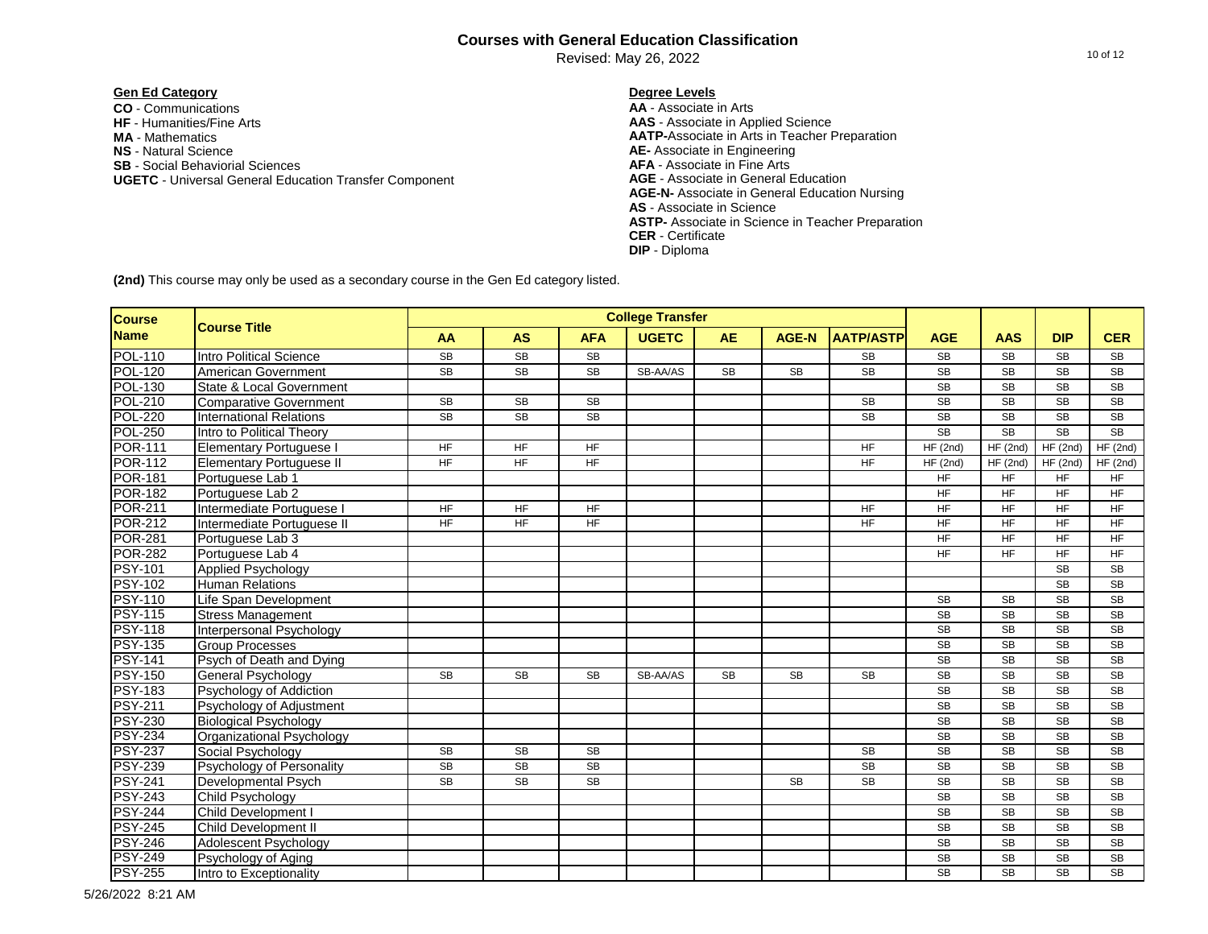# Courses with General Education Classification

Revised: May 26, 2022

**Gen Ed Category**

**CO** - Communications
**HF** - Humanities/Fine Arts
**MA** - Mathematics
**NS** - Natural Science
**SB** - Social Behaviorial Sciences
**UGETC** - Universal General Education Transfer Component

**Degree Levels**

**AA** - Associate in Arts
**AAS** - Associate in Applied Science
**AATP-**Associate in Arts in Teacher Preparation
**AE-** Associate in Engineering
**AFA** - Associate in Fine Arts
**AGE** - Associate in General Education
**AGE-N-** Associate in General Education Nursing
**AS** - Associate in Science
**ASTP-** Associate in Science in Teacher Preparation
**CER** - Certificate
**DIP** - Diploma

**(2nd)** This course may only be used as a secondary course in the Gen Ed category listed.

| Course Name | Course Title | College Transfer | | | | | | | | | | |
|---|---|---|---|---|---|---|---|---|---|---|---|---|
| | | AA | AS | AFA | UGETC | AE | AGE-N | AATP/ASTP | AGE | AAS | DIP | CER |
| POL-110 | Intro Political Science | SB | SB | SB | | | | SB | SB | SB | SB | SB |
| POL-120 | American Government | SB | SB | SB | SB-AA/AS | SB | SB | SB | SB | SB | SB | SB |
| POL-130 | State & Local Government | | | | | | | | SB | SB | SB | SB |
| POL-210 | Comparative Government | SB | SB | SB | | | | SB | SB | SB | SB | SB |
| POL-220 | International Relations | SB | SB | SB | | | | SB | SB | SB | SB | SB |
| POL-250 | Intro to Political Theory | | | | | | | | SB | SB | SB | SB |
| POR-111 | Elementary Portuguese I | HF | HF | HF | | | | HF | HF (2nd) | HF (2nd) | HF (2nd) | HF (2nd) |
| POR-112 | Elementary Portuguese II | HF | HF | HF | | | | HF | HF (2nd) | HF (2nd) | HF (2nd) | HF (2nd) |
| POR-181 | Portuguese Lab 1 | | | | | | | | HF | HF | HF | HF |
| POR-182 | Portuguese Lab 2 | | | | | | | | HF | HF | HF | HF |
| POR-211 | Intermediate Portuguese I | HF | HF | HF | | | | HF | HF | HF | HF | HF |
| POR-212 | Intermediate Portuguese II | HF | HF | HF | | | | HF | HF | HF | HF | HF |
| POR-281 | Portuguese Lab 3 | | | | | | | | HF | HF | HF | HF |
| POR-282 | Portuguese Lab 4 | | | | | | | | HF | HF | HF | HF |
| PSY-101 | Applied Psychology | | | | | | | | | | SB | SB |
| PSY-102 | Human Relations | | | | | | | | | | SB | SB |
| PSY-110 | Life Span Development | | | | | | | | SB | SB | SB | SB |
| PSY-115 | Stress Management | | | | | | | | SB | SB | SB | SB |
| PSY-118 | Interpersonal Psychology | | | | | | | | SB | SB | SB | SB |
| PSY-135 | Group Processes | | | | | | | | SB | SB | SB | SB |
| PSY-141 | Psych of Death and Dying | | | | | | | | SB | SB | SB | SB |
| PSY-150 | General Psychology | SB | SB | SB | SB-AA/AS | SB | SB | SB | SB | SB | SB | SB |
| PSY-183 | Psychology of Addiction | | | | | | | | SB | SB | SB | SB |
| PSY-211 | Psychology of Adjustment | | | | | | | | SB | SB | SB | SB |
| PSY-230 | Biological Psychology | | | | | | | | SB | SB | SB | SB |
| PSY-234 | Organizational Psychology | | | | | | | | SB | SB | SB | SB |
| PSY-237 | Social Psychology | SB | SB | SB | | | | SB | SB | SB | SB | SB |
| PSY-239 | Psychology of Personality | SB | SB | SB | | | | SB | SB | SB | SB | SB |
| PSY-241 | Developmental Psych | SB | SB | SB | | | SB | SB | SB | SB | SB | SB |
| PSY-243 | Child Psychology | | | | | | | | SB | SB | SB | SB |
| PSY-244 | Child Development I | | | | | | | | SB | SB | SB | SB |
| PSY-245 | Child Development II | | | | | | | | SB | SB | SB | SB |
| PSY-246 | Adolescent Psychology | | | | | | | | SB | SB | SB | SB |
| PSY-249 | Psychology of Aging | | | | | | | | SB | SB | SB | SB |
| PSY-255 | Intro to Exceptionality | | | | | | | | SB | SB | SB | SB |

5/26/2022 8:21 AM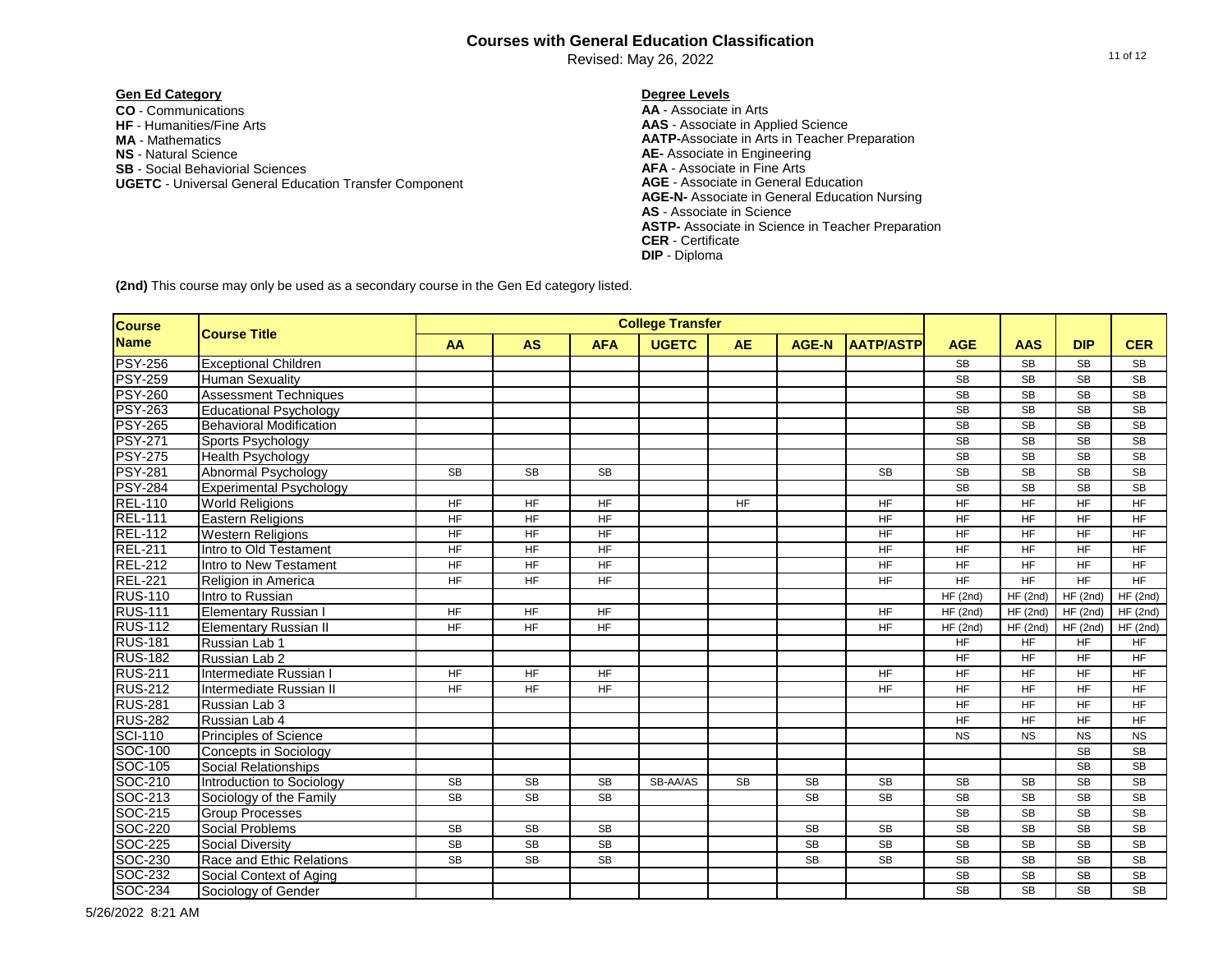# Courses with General Education Classification

Revised: May 26, 2022

**Gen Ed Category**

**CO** - Communications
**HF** - Humanities/Fine Arts
**MA** - Mathematics
**NS** - Natural Science
**SB** - Social Behaviorial Sciences
**UGETC** - Universal General Education Transfer Component

**Degree Levels**

**AA** - Associate in Arts
**AAS** - Associate in Applied Science
**AATP-**Associate in Arts in Teacher Preparation
**AE-** Associate in Engineering
**AFA** - Associate in Fine Arts
**AGE** - Associate in General Education
**AGE-N-** Associate in General Education Nursing
**AS** - Associate in Science
**ASTP-** Associate in Science in Teacher Preparation
**CER** - Certificate
**DIP** - Diploma

**(2nd)** This course may only be used as a secondary course in the Gen Ed category listed.

| Course Name | Course Title | College Transfer | | | | | | | | | | |
|---|---|---|---|---|---|---|---|---|---|---|---|---|
| | | AA | AS | AFA | UGETC | AE | AGE-N | AATP/ASTP | AGE | AAS | DIP | CER |
| PSY-256 | Exceptional Children | | | | | | | | SB | SB | SB | SB |
| PSY-259 | Human Sexuality | | | | | | | | SB | SB | SB | SB |
| PSY-260 | Assessment Techniques | | | | | | | | SB | SB | SB | SB |
| PSY-263 | Educational Psychology | | | | | | | | SB | SB | SB | SB |
| PSY-265 | Behavioral Modification | | | | | | | | SB | SB | SB | SB |
| PSY-271 | Sports Psychology | | | | | | | | SB | SB | SB | SB |
| PSY-275 | Health Psychology | | | | | | | | SB | SB | SB | SB |
| PSY-281 | Abnormal Psychology | SB | SB | SB | | | | SB | SB | SB | SB | SB |
| PSY-284 | Experimental Psychology | | | | | | | | SB | SB | SB | SB |
| REL-110 | World Religions | HF | HF | HF | | HF | | HF | HF | HF | HF | HF |
| REL-111 | Eastern Religions | HF | HF | HF | | | | HF | HF | HF | HF | HF |
| REL-112 | Western Religions | HF | HF | HF | | | | HF | HF | HF | HF | HF |
| REL-211 | Intro to Old Testament | HF | HF | HF | | | | HF | HF | HF | HF | HF |
| REL-212 | Intro to New Testament | HF | HF | HF | | | | HF | HF | HF | HF | HF |
| REL-221 | Religion in America | HF | HF | HF | | | | HF | HF | HF | HF | HF |
| RUS-110 | Intro to Russian | | | | | | | | HF (2nd) | HF (2nd) | HF (2nd) | HF (2nd) |
| RUS-111 | Elementary Russian I | HF | HF | HF | | | | HF | HF (2nd) | HF (2nd) | HF (2nd) | HF (2nd) |
| RUS-112 | Elementary Russian II | HF | HF | HF | | | | HF | HF (2nd) | HF (2nd) | HF (2nd) | HF (2nd) |
| RUS-181 | Russian Lab 1 | | | | | | | | HF | HF | HF | HF |
| RUS-182 | Russian Lab 2 | | | | | | | | HF | HF | HF | HF |
| RUS-211 | Intermediate Russian I | HF | HF | HF | | | | HF | HF | HF | HF | HF |
| RUS-212 | Intermediate Russian II | HF | HF | HF | | | | HF | HF | HF | HF | HF |
| RUS-281 | Russian Lab 3 | | | | | | | | HF | HF | HF | HF |
| RUS-282 | Russian Lab 4 | | | | | | | | HF | HF | HF | HF |
| SCI-110 | Principles of Science | | | | | | | | NS | NS | NS | NS |
| SOC-100 | Concepts in Sociology | | | | | | | | | | SB | SB |
| SOC-105 | Social Relationships | | | | | | | | | | SB | SB |
| SOC-210 | Introduction to Sociology | SB | SB | SB | SB-AA/AS | SB | SB | SB | SB | SB | SB | SB |
| SOC-213 | Sociology of the Family | SB | SB | SB | | | SB | SB | SB | SB | SB | SB |
| SOC-215 | Group Processes | | | | | | | | SB | SB | SB | SB |
| SOC-220 | Social Problems | SB | SB | SB | | | SB | SB | SB | SB | SB | SB |
| SOC-225 | Social Diversity | SB | SB | SB | | | SB | SB | SB | SB | SB | SB |
| SOC-230 | Race and Ethic Relations | SB | SB | SB | | | SB | SB | SB | SB | SB | SB |
| SOC-232 | Social Context of Aging | | | | | | | | SB | SB | SB | SB |
| SOC-234 | Sociology of Gender | | | | | | | | SB | SB | SB | SB |

5/26/2022 8:21 AM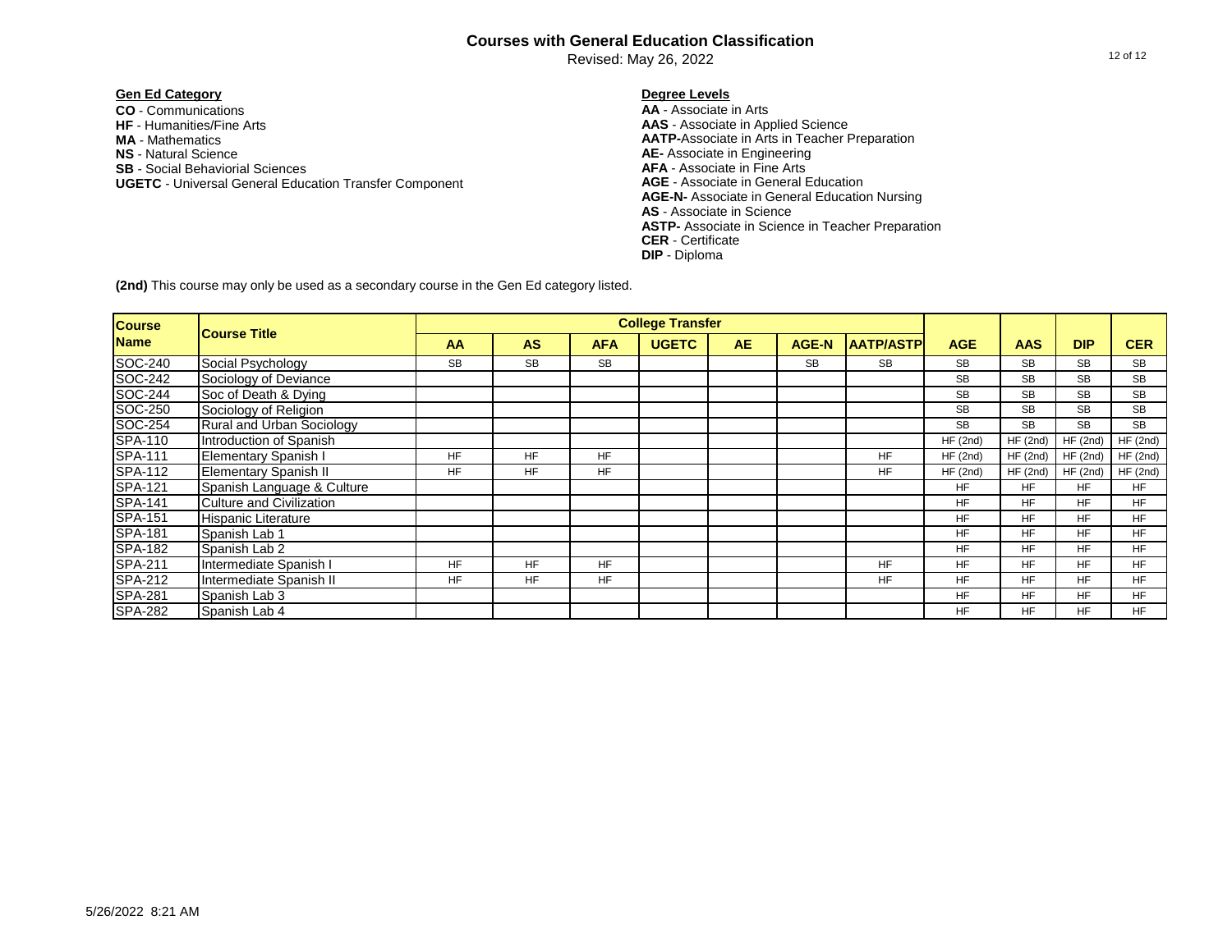# Courses with General Education Classification

Revised: May 26, 2022

**Gen Ed Category**

**CO** - Communications
**HF** - Humanities/Fine Arts
**MA** - Mathematics
**NS** - Natural Science
**SB** - Social Behaviorial Sciences
**UGETC** - Universal General Education Transfer Component

**Degree Levels**

**AA** - Associate in Arts
**AAS** - Associate in Applied Science
**AATP-**Associate in Arts in Teacher Preparation
**AE-** Associate in Engineering
**AFA** - Associate in Fine Arts
**AGE** - Associate in General Education
**AGE-N-** Associate in General Education Nursing
**AS** - Associate in Science
**ASTP-** Associate in Science in Teacher Preparation
**CER** - Certificate
**DIP** - Diploma

**(2nd)** This course may only be used as a secondary course in the Gen Ed category listed.

| Course Name | Course Title | College Transfer | | | | | | | | | | |
|---|---|---|---|---|---|---|---|---|---|---|---|---|
| | | AA | AS | AFA | UGETC | AE | AGE-N | AATP/ASTP | AGE | AAS | DIP | CER |
| SOC-240 | Social Psychology | SB | SB | SB | | | SB | SB | SB | SB | SB | SB |
| SOC-242 | Sociology of Deviance | | | | | | | | SB | SB | SB | SB |
| SOC-244 | Soc of Death & Dying | | | | | | | | SB | SB | SB | SB |
| SOC-250 | Sociology of Religion | | | | | | | | SB | SB | SB | SB |
| SOC-254 | Rural and Urban Sociology | | | | | | | | SB | SB | SB | SB |
| SPA-110 | Introduction of Spanish | | | | | | | | HF (2nd) | HF (2nd) | HF (2nd) | HF (2nd) |
| SPA-111 | Elementary Spanish I | HF | HF | HF | | | | HF | HF (2nd) | HF (2nd) | HF (2nd) | HF (2nd) |
| SPA-112 | Elementary Spanish II | HF | HF | HF | | | | HF | HF (2nd) | HF (2nd) | HF (2nd) | HF (2nd) |
| SPA-121 | Spanish Language & Culture | | | | | | | | HF | HF | HF | HF |
| SPA-141 | Culture and Civilization | | | | | | | | HF | HF | HF | HF |
| SPA-151 | Hispanic Literature | | | | | | | | HF | HF | HF | HF |
| SPA-181 | Spanish Lab 1 | | | | | | | | HF | HF | HF | HF |
| SPA-182 | Spanish Lab 2 | | | | | | | | HF | HF | HF | HF |
| SPA-211 | Intermediate Spanish I | HF | HF | HF | | | | HF | HF | HF | HF | HF |
| SPA-212 | Intermediate Spanish II | HF | HF | HF | | | | HF | HF | HF | HF | HF |
| SPA-281 | Spanish Lab 3 | | | | | | | | HF | HF | HF | HF |
| SPA-282 | Spanish Lab 4 | | | | | | | | HF | HF | HF | HF |